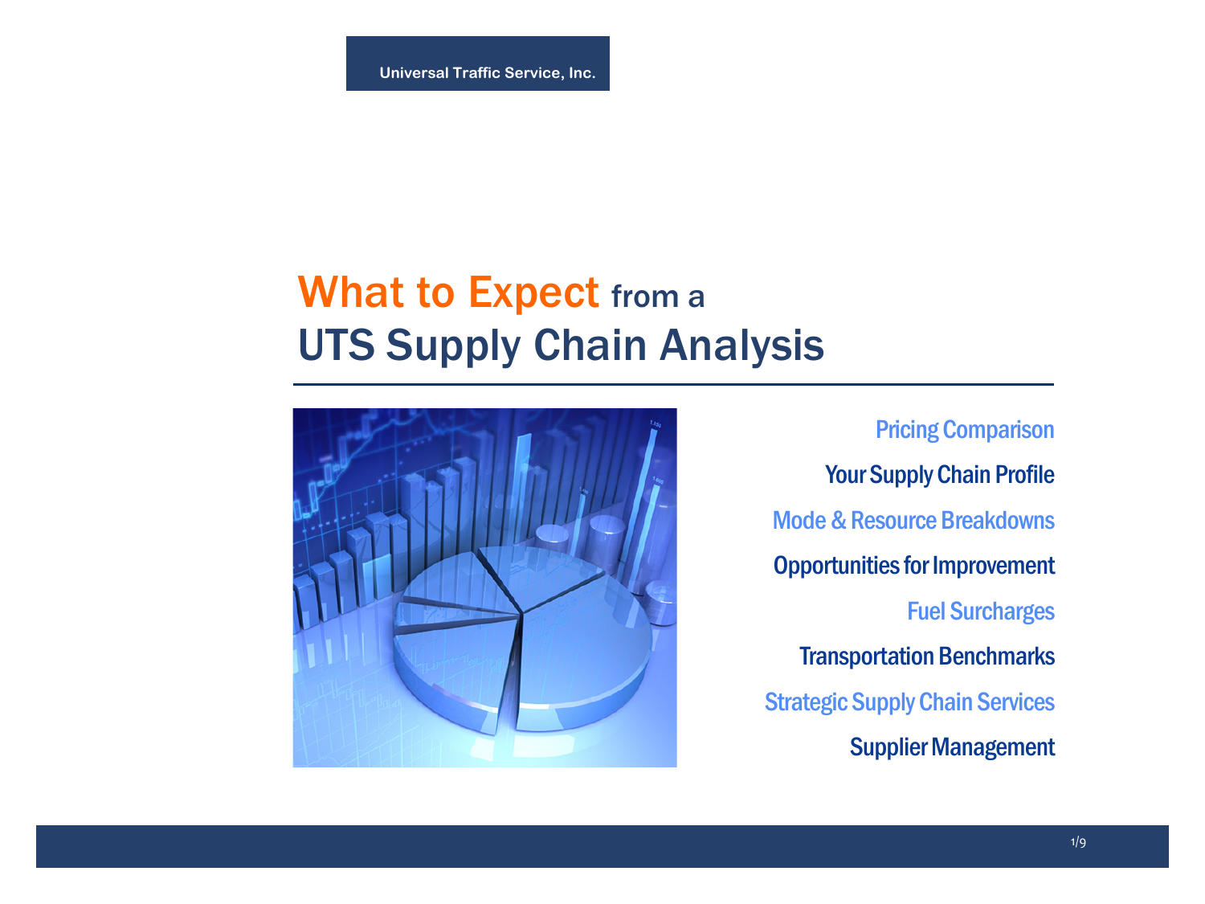Universal Traffic Service, Inc.

# What to Expect from a UTS Supply Chain Analysis

- Pricing Comparison
- Your Supply Chain Profile
- Mode & Resource Breakdowns
- Opportunities for Improvement
- Fuel Surcharges
- Transportation Benchmarks
- Strategic Supply Chain Services
- Supplier Management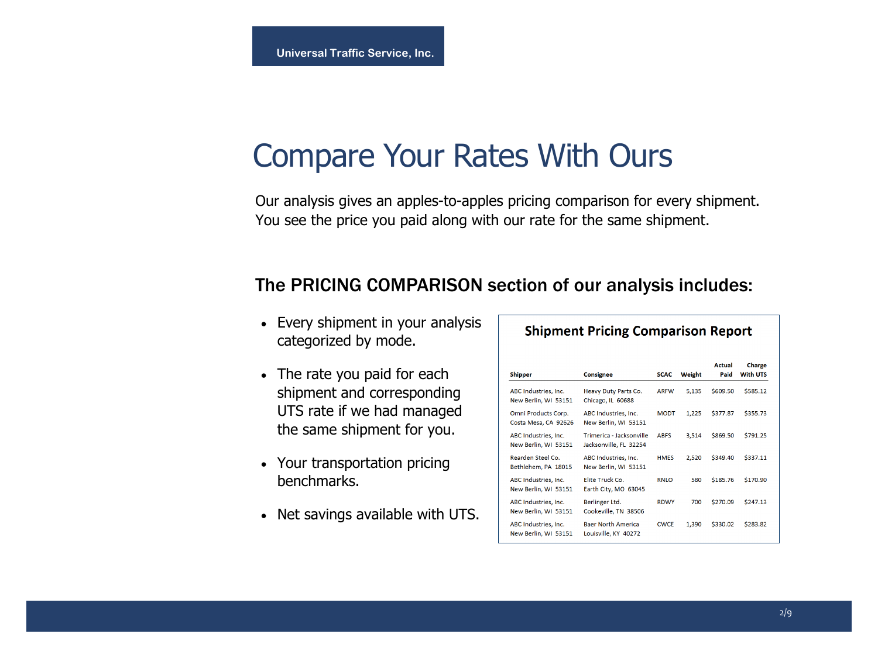Universal Traffic Service, Inc.

# Compare Your Rates With Ours

Our analysis gives an apples-to-apples pricing comparison for every shipment. You see the price you paid along with our rate for the same shipment.

## The PRICING COMPARISON section of our analysis includes:

- Every shipment in your analysis categorized by mode.
- The rate you paid for each shipment and corresponding UTS rate if we had managed the same shipment for you.
- Your transportation pricing benchmarks.
- Net savings available with UTS.

### Shipment Pricing Comparison Report

| Shipper | Consignee | SCAC | Weight | Actual Paid | Charge With UTS |
|---|---|---|---|---|---|
| ABC Industries, Inc. New Berlin, WI 53151 | Heavy Duty Parts Co. Chicago, IL 60688 | ARFW | 5,135 | $609.50 | $585.12 |
| Omni Products Corp. Costa Mesa, CA 92626 | ABC Industries, Inc. New Berlin, WI 53151 | MODT | 1,225 | $377.87 | $355.73 |
| ABC Industries, Inc. New Berlin, WI 53151 | Trimerica - Jacksonville Jacksonville, FL 32254 | ABFS | 3,514 | $869.50 | $791.25 |
| Rearden Steel Co. Bethlehem, PA 18015 | ABC Industries, Inc. New Berlin, WI 53151 | HMES | 2,520 | $349.40 | $337.11 |
| ABC Industries, Inc. New Berlin, WI 53151 | Elite Truck Co. Earth City, MO 63045 | RNLO | 580 | $185.76 | $170.90 |
| ABC Industries, Inc. New Berlin, WI 53151 | Berlinger Ltd. Cookeville, TN 38506 | RDWY | 700 | $270.09 | $247.13 |
| ABC Industries, Inc. New Berlin, WI 53151 | Baer North America Louisville, KY 40272 | CWCE | 1,390 | $330.02 | $283.82 |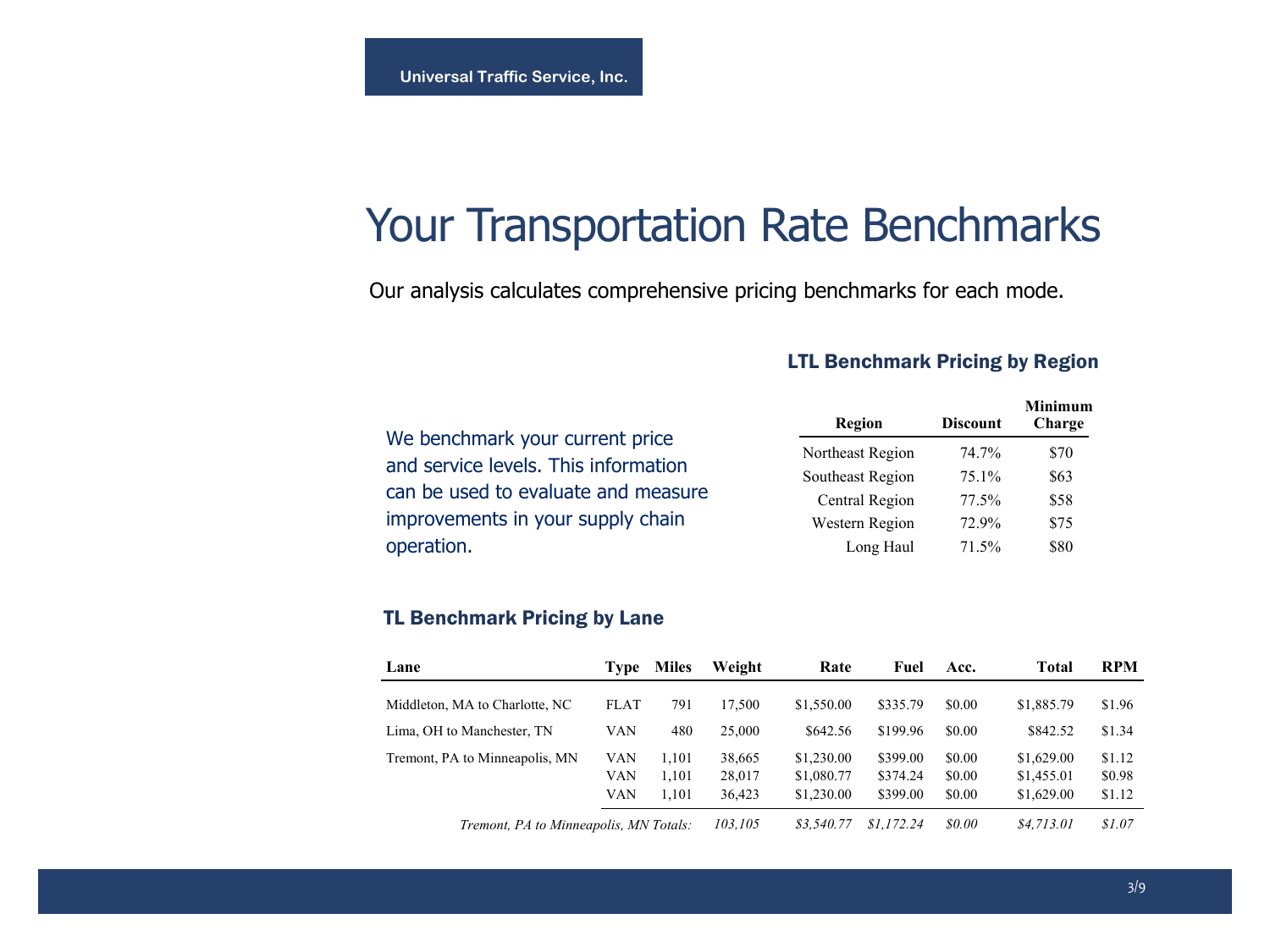Universal Traffic Service, Inc.

# Your Transportation Rate Benchmarks

Our analysis calculates comprehensive pricing benchmarks for each mode.

We benchmark your current price and service levels. This information can be used to evaluate and measure improvements in your supply chain operation.

### LTL Benchmark Pricing by Region

| Region | Discount | Minimum Charge |
|---|---|---|
| Northeast Region | 74.7% | $70 |
| Southeast Region | 75.1% | $63 |
| Central Region | 77.5% | $58 |
| Western Region | 72.9% | $75 |
| Long Haul | 71.5% | $80 |

### TL Benchmark Pricing by Lane

| Lane | Type | Miles | Weight | Rate | Fuel | Acc. | Total | RPM |
|---|---|---|---|---|---|---|---|---|
| Middleton, MA to Charlotte, NC | FLAT | 791 | 17,500 | $1,550.00 | $335.79 | $0.00 | $1,885.79 | $1.96 |
| Lima, OH to Manchester, TN | VAN | 480 | 25,000 | $642.56 | $199.96 | $0.00 | $842.52 | $1.34 |
| Tremont, PA to Minneapolis, MN | VAN | 1,101 | 38,665 | $1,230.00 | $399.00 | $0.00 | $1,629.00 | $1.12 |
| | VAN | 1,101 | 28,017 | $1,080.77 | $374.24 | $0.00 | $1,455.01 | $0.98 |
| | VAN | 1,101 | 36,423 | $1,230.00 | $399.00 | $0.00 | $1,629.00 | $1.12 |
| *Tremont, PA to Minneapolis, MN Totals:* | | | *103,105* | *$3,540.77* | *$1,172.24* | *$0.00* | *$4,713.01* | *$1.07* |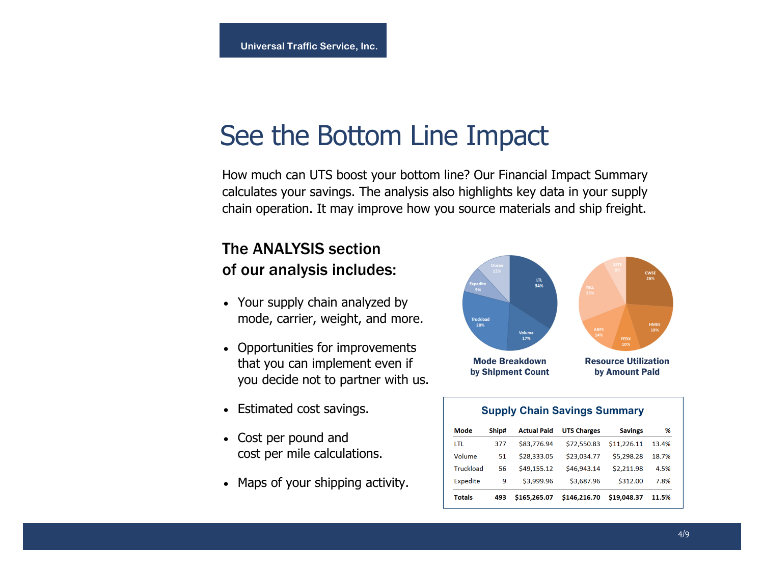# See the Bottom Line Impact

How much can UTS boost your bottom line? Our Financial Impact Summary calculates your savings. The analysis also highlights key data in your supply chain operation. It may improve how you source materials and ship freight.

## The ANALYSIS section of our analysis includes:

- Your supply chain analyzed by mode, carrier, weight, and more.
- Opportunities for improvements that you can implement even if you decide not to partner with us.
- Estimated cost savings.
- Cost per pound and cost per mile calculations.
- Maps of your shipping activity.

**Mode Breakdown by Shipment Count**

**Resource Utilization by Amount Paid**

### Supply Chain Savings Summary

| Mode | Ship# | Actual Paid | UTS Charges | Savings | % |
|---|---|---|---|---|---|
| LTL | 377 | $83,776.94 | $72,550.83 | $11,226.11 | 13.4% |
| Volume | 51 | $28,333.05 | $23,034.77 | $5,298.28 | 18.7% |
| Truckload | 56 | $49,155.12 | $46,943.14 | $2,211.98 | 4.5% |
| Expedite | 9 | $3,999.96 | $3,687.96 | $312.00 | 7.8% |
| **Totals** | **493** | **$165,265.07** | **$146,216.70** | **$19,048.37** | **11.5%** |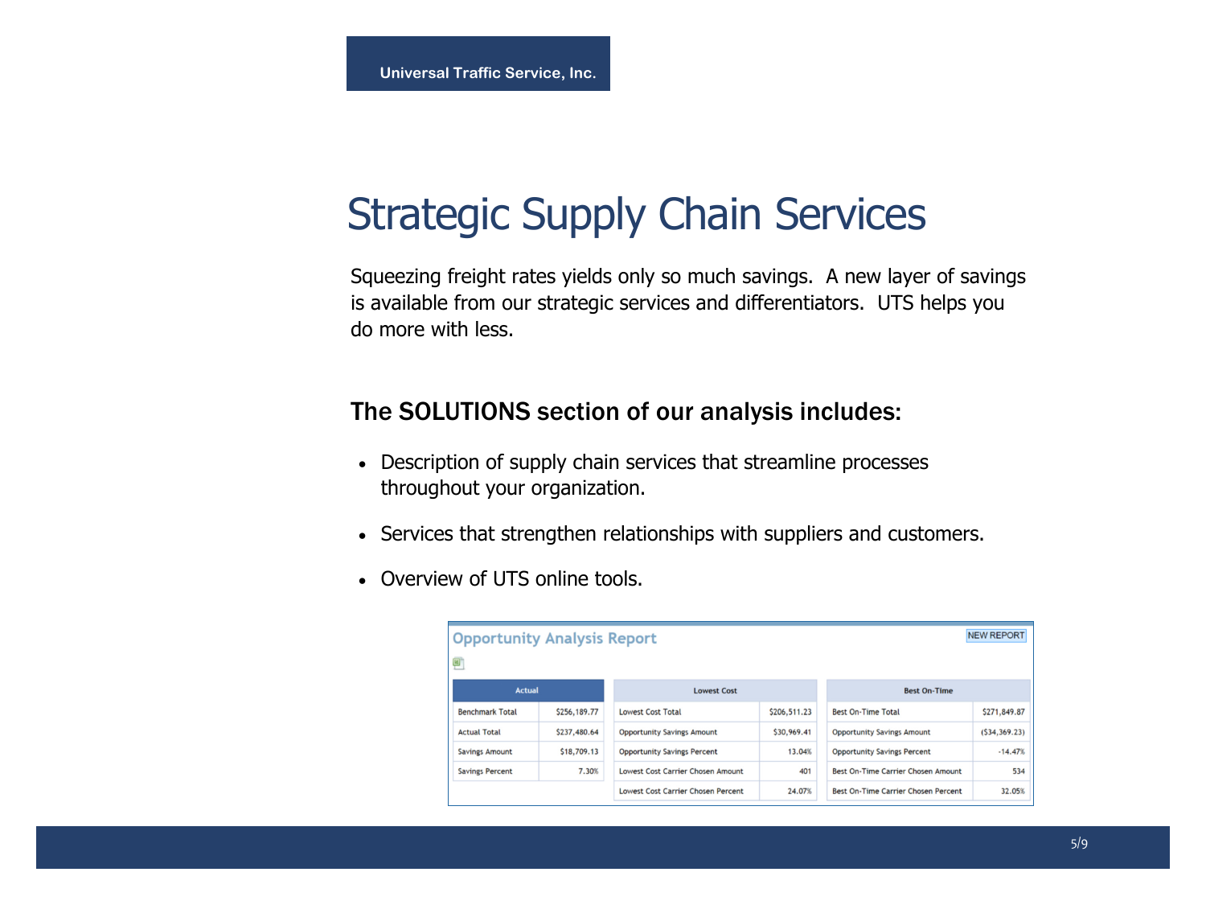Universal Traffic Service, Inc.

# Strategic Supply Chain Services

Squeezing freight rates yields only so much savings. A new layer of savings is available from our strategic services and differentiators. UTS helps you do more with less.

## The SOLUTIONS section of our analysis includes:

- Description of supply chain services that streamline processes throughout your organization.
- Services that strengthen relationships with suppliers and customers.
- Overview of UTS online tools.

### Opportunity Analysis Report

NEW REPORT

| Actual | | Lowest Cost | | Best On-Time | |
|---|---|---|---|---|---|
| Benchmark Total | $256,189.77 | Lowest Cost Total | $206,511.23 | Best On-Time Total | $271,849.87 |
| Actual Total | $237,480.64 | Opportunity Savings Amount | $30,969.41 | Opportunity Savings Amount | ($34,369.23) |
| Savings Amount | $18,709.13 | Opportunity Savings Percent | 13.04% | Opportunity Savings Percent | -14.47% |
| Savings Percent | 7.30% | Lowest Cost Carrier Chosen Amount | 401 | Best On-Time Carrier Chosen Amount | 534 |
| | | Lowest Cost Carrier Chosen Percent | 24.07% | Best On-Time Carrier Chosen Percent | 32.05% |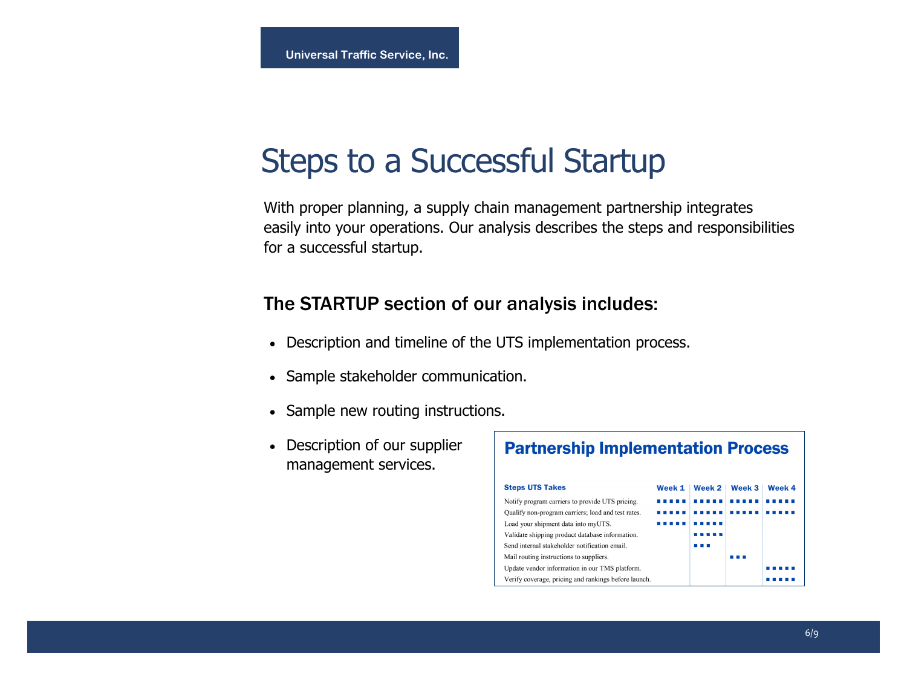# Steps to a Successful Startup

With proper planning, a supply chain management partnership integrates easily into your operations. Our analysis describes the steps and responsibilities for a successful startup.

## The STARTUP section of our analysis includes:

- Description and timeline of the UTS implementation process.
- Sample stakeholder communication.
- Sample new routing instructions.
- Description of our supplier management services.

### Partnership Implementation Process

| Steps UTS Takes | Week 1 | Week 2 | Week 3 | Week 4 |
|---|---|---|---|---|
| Notify program carriers to provide UTS pricing. | ■■■■■ | ■■■■■ | ■■■■■ | ■■■■■ |
| Qualify non-program carriers; load and test rates. | ■■■■■ | ■■■■■ | ■■■■■ | ■■■■■ |
| Load your shipment data into myUTS. | ■■■■■ | ■■■■■ | | |
| Validate shipping product database information. | | ■■■■■ | | |
| Send internal stakeholder notification email. | | ■■■ | | |
| Mail routing instructions to suppliers. | | | ■■■ | |
| Update vendor information in our TMS platform. | | | | ■■■■■ |
| Verify coverage, pricing and rankings before launch. | | | | ■■■■■ |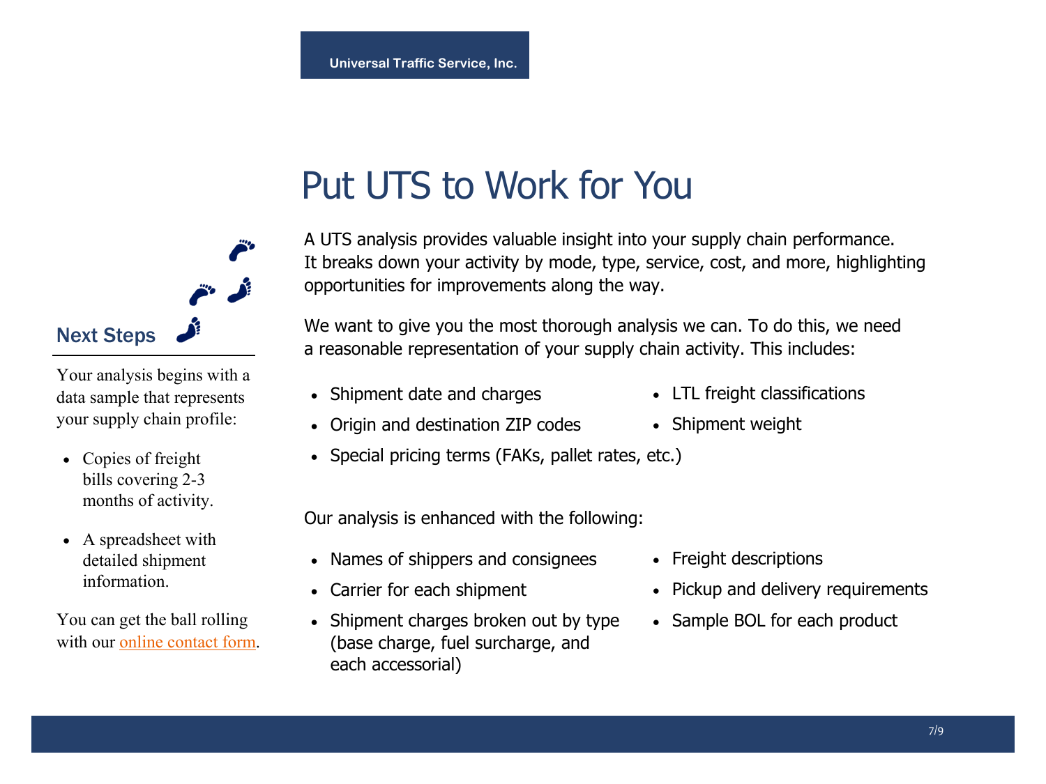# Put UTS to Work for You

A UTS analysis provides valuable insight into your supply chain performance. It breaks down your activity by mode, type, service, cost, and more, highlighting opportunities for improvements along the way.

We want to give you the most thorough analysis we can. To do this, we need a reasonable representation of your supply chain activity. This includes:

- Shipment date and charges
- Origin and destination ZIP codes
- Special pricing terms (FAKs, pallet rates, etc.)
- LTL freight classifications
- Shipment weight

Our analysis is enhanced with the following:

- Names of shippers and consignees
- Carrier for each shipment
- Shipment charges broken out by type (base charge, fuel surcharge, and each accessorial)
- Freight descriptions
- Pickup and delivery requirements
- Sample BOL for each product

## Next Steps

Your analysis begins with a data sample that represents your supply chain profile:

- Copies of freight bills covering 2-3 months of activity.
- A spreadsheet with detailed shipment information.

You can get the ball rolling with our online contact form.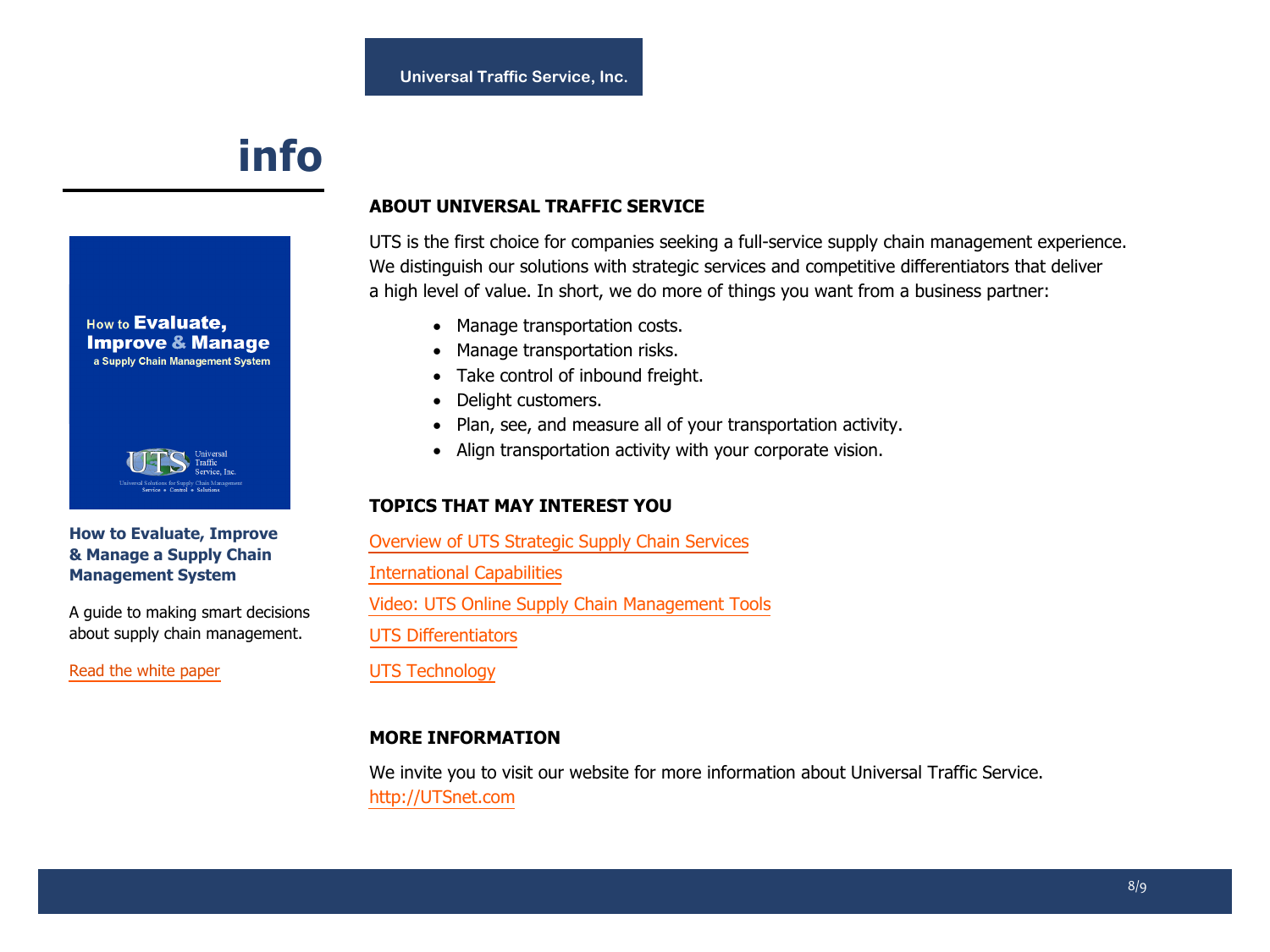# info

**How to Evaluate, Improve & Manage a Supply Chain Management System**

A guide to making smart decisions about supply chain management.

Read the white paper

## ABOUT UNIVERSAL TRAFFIC SERVICE

UTS is the first choice for companies seeking a full-service supply chain management experience. We distinguish our solutions with strategic services and competitive differentiators that deliver a high level of value. In short, we do more of things you want from a business partner:

- Manage transportation costs.
- Manage transportation risks.
- Take control of inbound freight.
- Delight customers.
- Plan, see, and measure all of your transportation activity.
- Align transportation activity with your corporate vision.

## TOPICS THAT MAY INTEREST YOU

Overview of UTS Strategic Supply Chain Services

International Capabilities

Video: UTS Online Supply Chain Management Tools

UTS Differentiators

UTS Technology

## MORE INFORMATION

We invite you to visit our website for more information about Universal Traffic Service.
http://UTSnet.com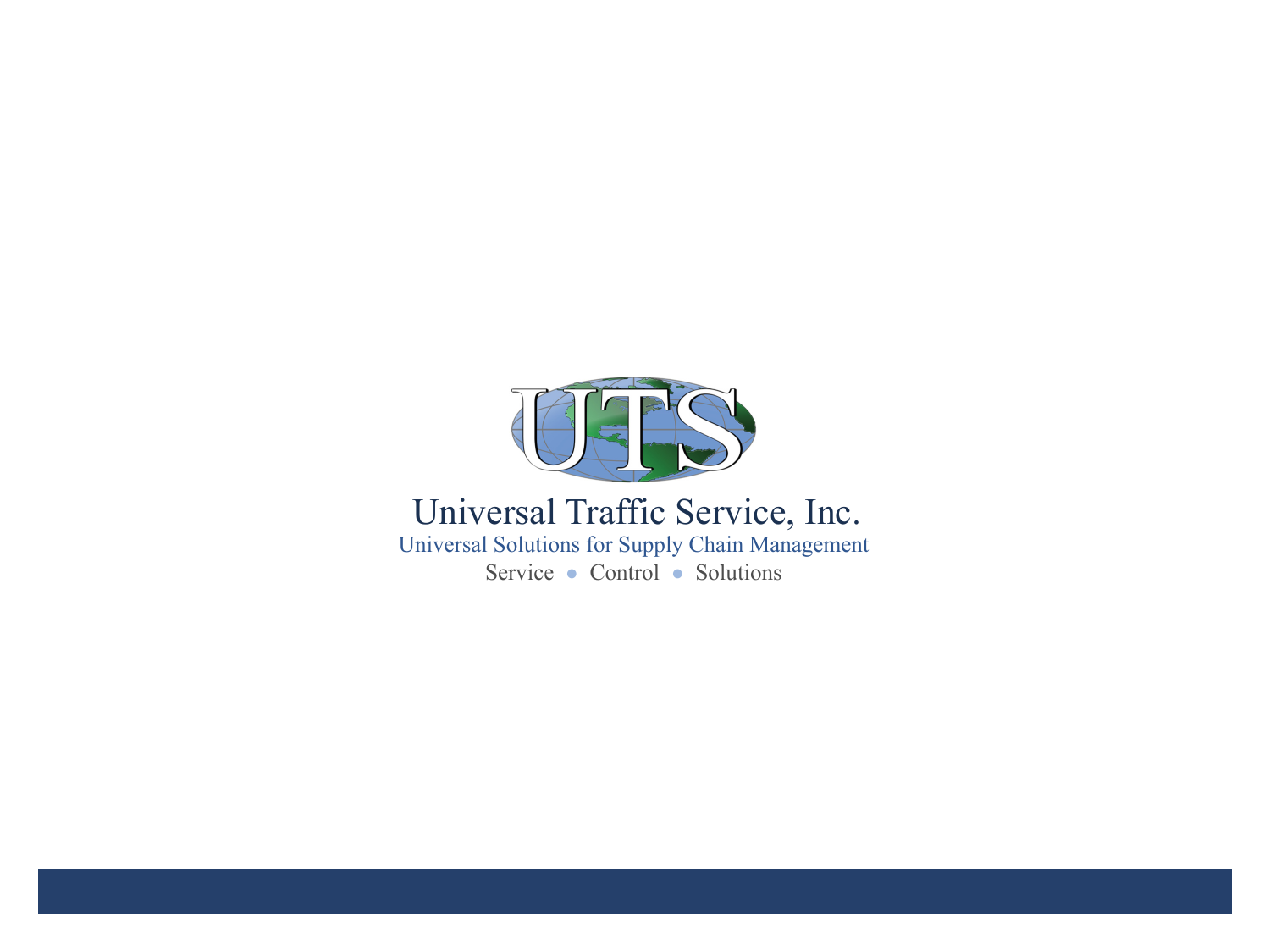UTS

Universal Traffic Service, Inc.

Universal Solutions for Supply Chain Management

Service • Control • Solutions